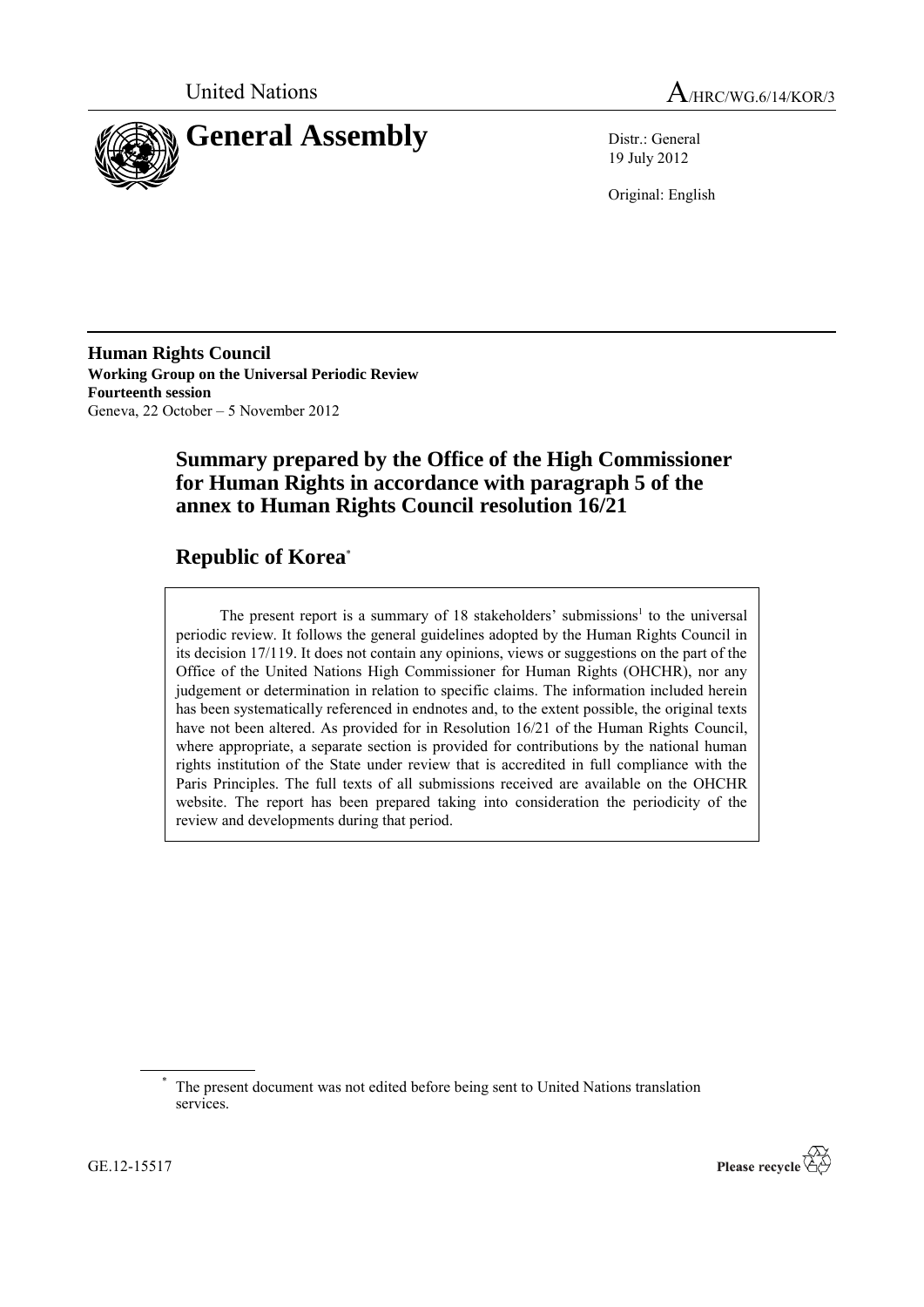United Nations A/HRC/WG.6/14/KOR/3

# General Assembly

Distr.: General
19 July 2012

Original: English

**Human Rights Council**
**Working Group on the Universal Periodic Review**
**Fourteenth session**
Geneva, 22 October – 5 November 2012

## Summary prepared by the Office of the High Commissioner for Human Rights in accordance with paragraph 5 of the annex to Human Rights Council resolution 16/21

## Republic of Korea*

The present report is a summary of 18 stakeholders' submissions[1] to the universal periodic review. It follows the general guidelines adopted by the Human Rights Council in its decision 17/119. It does not contain any opinions, views or suggestions on the part of the Office of the United Nations High Commissioner for Human Rights (OHCHR), nor any judgement or determination in relation to specific claims. The information included herein has been systematically referenced in endnotes and, to the extent possible, the original texts have not been altered. As provided for in Resolution 16/21 of the Human Rights Council, where appropriate, a separate section is provided for contributions by the national human rights institution of the State under review that is accredited in full compliance with the Paris Principles. The full texts of all submissions received are available on the OHCHR website. The report has been prepared taking into consideration the periodicity of the review and developments during that period.

\* The present document was not edited before being sent to United Nations translation services.

GE.12-15517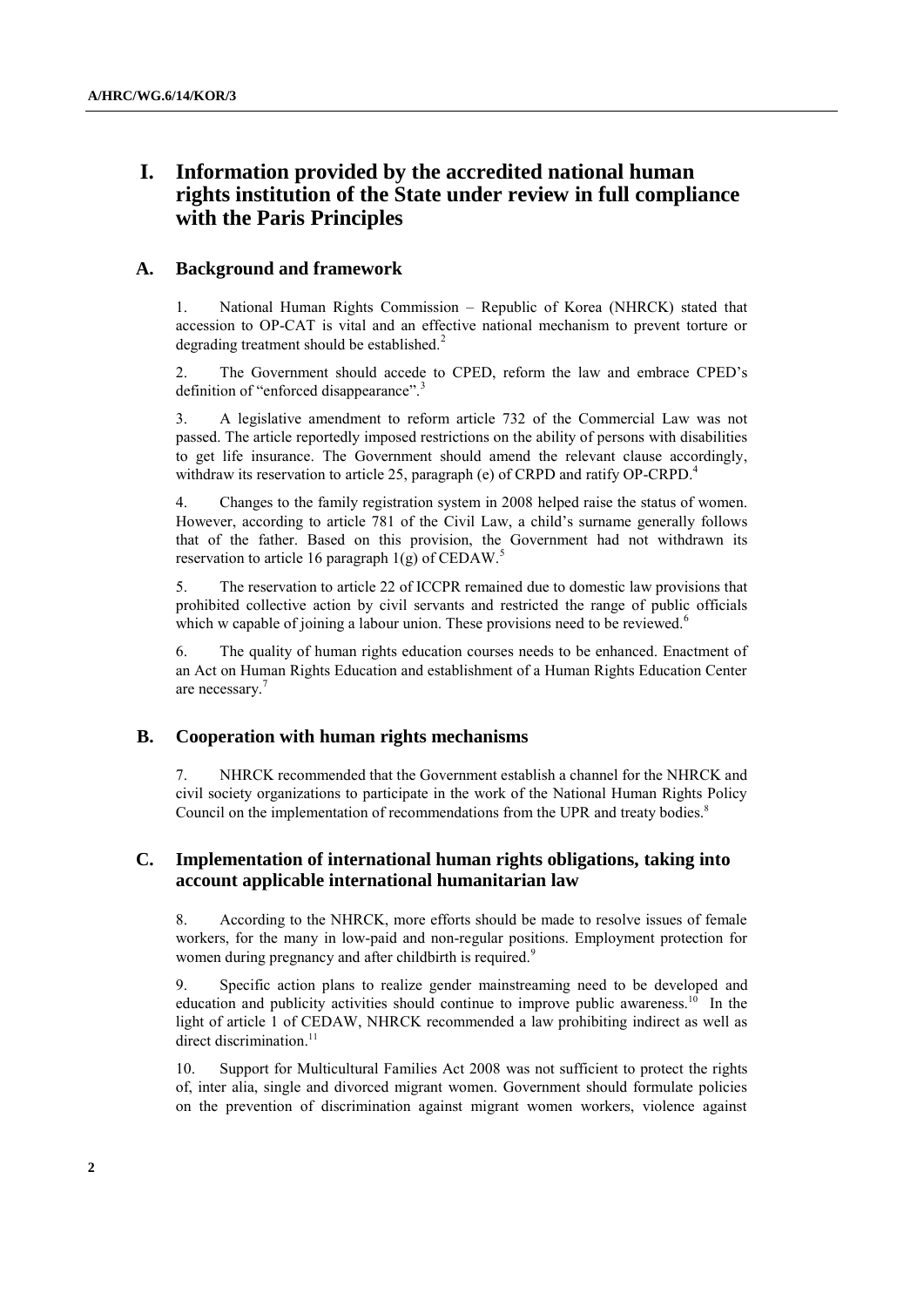# I. Information provided by the accredited national human rights institution of the State under review in full compliance with the Paris Principles

## A. Background and framework

1. National Human Rights Commission – Republic of Korea (NHRCK) stated that accession to OP-CAT is vital and an effective national mechanism to prevent torture or degrading treatment should be established.[2]

2. The Government should accede to CPED, reform the law and embrace CPED's definition of "enforced disappearance".[3]

3. A legislative amendment to reform article 732 of the Commercial Law was not passed. The article reportedly imposed restrictions on the ability of persons with disabilities to get life insurance. The Government should amend the relevant clause accordingly, withdraw its reservation to article 25, paragraph (e) of CRPD and ratify OP-CRPD.[4]

4. Changes to the family registration system in 2008 helped raise the status of women. However, according to article 781 of the Civil Law, a child's surname generally follows that of the father. Based on this provision, the Government had not withdrawn its reservation to article 16 paragraph 1(g) of CEDAW.[5]

5. The reservation to article 22 of ICCPR remained due to domestic law provisions that prohibited collective action by civil servants and restricted the range of public officials which w capable of joining a labour union. These provisions need to be reviewed.[6]

6. The quality of human rights education courses needs to be enhanced. Enactment of an Act on Human Rights Education and establishment of a Human Rights Education Center are necessary.[7]

## B. Cooperation with human rights mechanisms

7. NHRCK recommended that the Government establish a channel for the NHRCK and civil society organizations to participate in the work of the National Human Rights Policy Council on the implementation of recommendations from the UPR and treaty bodies.[8]

## C. Implementation of international human rights obligations, taking into account applicable international humanitarian law

8. According to the NHRCK, more efforts should be made to resolve issues of female workers, for the many in low-paid and non-regular positions. Employment protection for women during pregnancy and after childbirth is required.[9]

9. Specific action plans to realize gender mainstreaming need to be developed and education and publicity activities should continue to improve public awareness.[10] In the light of article 1 of CEDAW, NHRCK recommended a law prohibiting indirect as well as direct discrimination.[11]

10. Support for Multicultural Families Act 2008 was not sufficient to protect the rights of, inter alia, single and divorced migrant women. Government should formulate policies on the prevention of discrimination against migrant women workers, violence against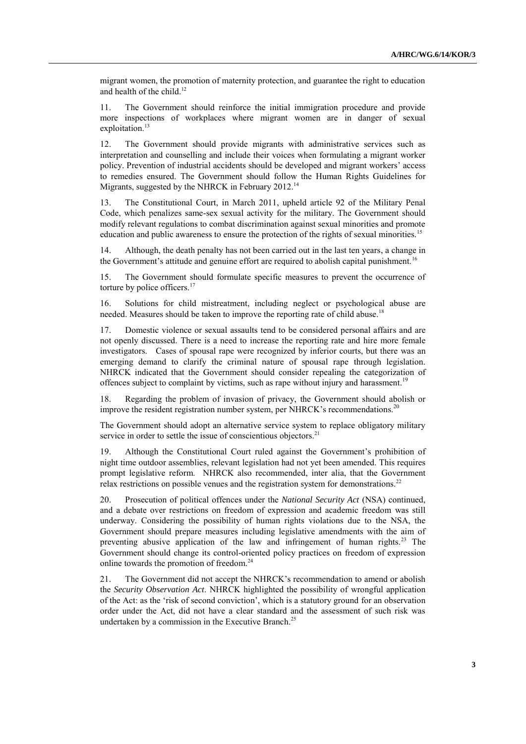migrant women, the promotion of maternity protection, and guarantee the right to education and health of the child.[12]

11. The Government should reinforce the initial immigration procedure and provide more inspections of workplaces where migrant women are in danger of sexual exploitation.[13]

12. The Government should provide migrants with administrative services such as interpretation and counselling and include their voices when formulating a migrant worker policy. Prevention of industrial accidents should be developed and migrant workers' access to remedies ensured. The Government should follow the Human Rights Guidelines for Migrants, suggested by the NHRCK in February 2012.[14]

13. The Constitutional Court, in March 2011, upheld article 92 of the Military Penal Code, which penalizes same-sex sexual activity for the military. The Government should modify relevant regulations to combat discrimination against sexual minorities and promote education and public awareness to ensure the protection of the rights of sexual minorities.[15]

14. Although, the death penalty has not been carried out in the last ten years, a change in the Government's attitude and genuine effort are required to abolish capital punishment.[16]

15. The Government should formulate specific measures to prevent the occurrence of torture by police officers.[17]

16. Solutions for child mistreatment, including neglect or psychological abuse are needed. Measures should be taken to improve the reporting rate of child abuse.[18]

17. Domestic violence or sexual assaults tend to be considered personal affairs and are not openly discussed. There is a need to increase the reporting rate and hire more female investigators. Cases of spousal rape were recognized by inferior courts, but there was an emerging demand to clarify the criminal nature of spousal rape through legislation. NHRCK indicated that the Government should consider repealing the categorization of offences subject to complaint by victims, such as rape without injury and harassment.[19]

18. Regarding the problem of invasion of privacy, the Government should abolish or improve the resident registration number system, per NHRCK's recommendations.[20]

The Government should adopt an alternative service system to replace obligatory military service in order to settle the issue of conscientious objectors.[21]

19. Although the Constitutional Court ruled against the Government's prohibition of night time outdoor assemblies, relevant legislation had not yet been amended. This requires prompt legislative reform. NHRCK also recommended, inter alia, that the Government relax restrictions on possible venues and the registration system for demonstrations.[22]

20. Prosecution of political offences under the *National Security Act* (NSA) continued, and a debate over restrictions on freedom of expression and academic freedom was still underway. Considering the possibility of human rights violations due to the NSA, the Government should prepare measures including legislative amendments with the aim of preventing abusive application of the law and infringement of human rights.[23] The Government should change its control-oriented policy practices on freedom of expression online towards the promotion of freedom.[24]

21. The Government did not accept the NHRCK's recommendation to amend or abolish the *Security Observation Act*. NHRCK highlighted the possibility of wrongful application of the Act: as the 'risk of second conviction', which is a statutory ground for an observation order under the Act, did not have a clear standard and the assessment of such risk was undertaken by a commission in the Executive Branch.[25]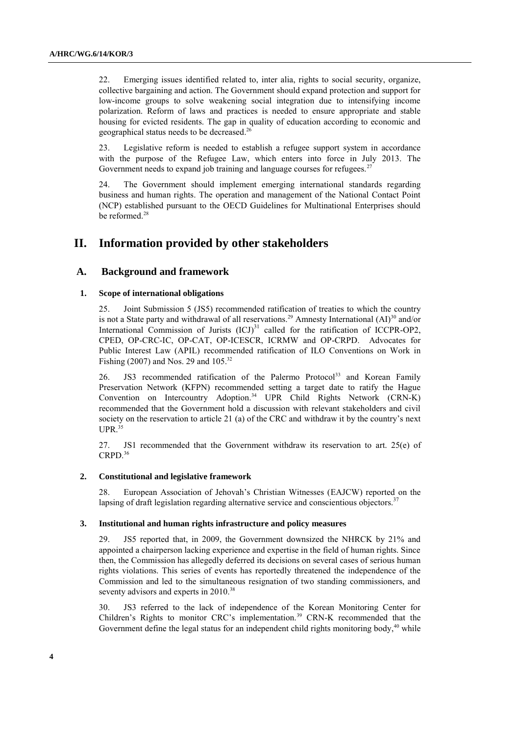22. Emerging issues identified related to, inter alia, rights to social security, organize, collective bargaining and action. The Government should expand protection and support for low-income groups to solve weakening social integration due to intensifying income polarization. Reform of laws and practices is needed to ensure appropriate and stable housing for evicted residents. The gap in quality of education according to economic and geographical status needs to be decreased.[26]

23. Legislative reform is needed to establish a refugee support system in accordance with the purpose of the Refugee Law, which enters into force in July 2013. The Government needs to expand job training and language courses for refugees.[27]

24. The Government should implement emerging international standards regarding business and human rights. The operation and management of the National Contact Point (NCP) established pursuant to the OECD Guidelines for Multinational Enterprises should be reformed.[28]

# II. Information provided by other stakeholders

## A. Background and framework

### 1. Scope of international obligations

25. Joint Submission 5 (JS5) recommended ratification of treaties to which the country is not a State party and withdrawal of all reservations.[29] Amnesty International (AI)[30] and/or International Commission of Jurists (ICJ)[31] called for the ratification of ICCPR-OP2, CPED, OP-CRC-IC, OP-CAT, OP-ICESCR, ICRMW and OP-CRPD. Advocates for Public Interest Law (APIL) recommended ratification of ILO Conventions on Work in Fishing (2007) and Nos. 29 and 105.[32]

26. JS3 recommended ratification of the Palermo Protocol[33] and Korean Family Preservation Network (KFPN) recommended setting a target date to ratify the Hague Convention on Intercountry Adoption.[34] UPR Child Rights Network (CRN-K) recommended that the Government hold a discussion with relevant stakeholders and civil society on the reservation to article 21 (a) of the CRC and withdraw it by the country's next UPR.[35]

27. JS1 recommended that the Government withdraw its reservation to art. 25(e) of CRPD.[36]

### 2. Constitutional and legislative framework

28. European Association of Jehovah's Christian Witnesses (EAJCW) reported on the lapsing of draft legislation regarding alternative service and conscientious objectors.[37]

### 3. Institutional and human rights infrastructure and policy measures

29. JS5 reported that, in 2009, the Government downsized the NHRCK by 21% and appointed a chairperson lacking experience and expertise in the field of human rights. Since then, the Commission has allegedly deferred its decisions on several cases of serious human rights violations. This series of events has reportedly threatened the independence of the Commission and led to the simultaneous resignation of two standing commissioners, and seventy advisors and experts in 2010.[38]

30. JS3 referred to the lack of independence of the Korean Monitoring Center for Children's Rights to monitor CRC's implementation.[39] CRN-K recommended that the Government define the legal status for an independent child rights monitoring body,[40] while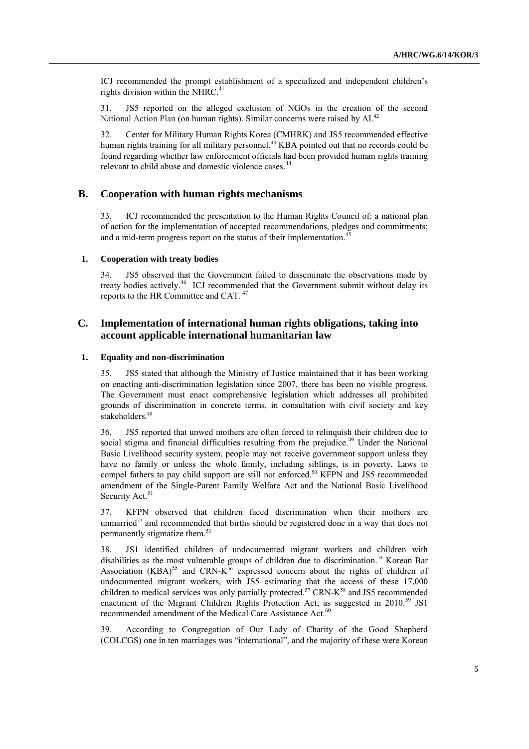ICJ recommended the prompt establishment of a specialized and independent children's rights division within the NHRC.[41]

31. JS5 reported on the alleged exclusion of NGOs in the creation of the second National Action Plan (on human rights). Similar concerns were raised by AI.[42]

32. Center for Military Human Rights Korea (CMHRK) and JS5 recommended effective human rights training for all military personnel.[43] KBA pointed out that no records could be found regarding whether law enforcement officials had been provided human rights training relevant to child abuse and domestic violence cases.[44]

## B. Cooperation with human rights mechanisms

33. ICJ recommended the presentation to the Human Rights Council of: a national plan of action for the implementation of accepted recommendations, pledges and commitments; and a mid-term progress report on the status of their implementation.[45]

### 1. Cooperation with treaty bodies

34. JS5 observed that the Government failed to disseminate the observations made by treaty bodies actively.[46] ICJ recommended that the Government submit without delay its reports to the HR Committee and CAT.[47]

## C. Implementation of international human rights obligations, taking into account applicable international humanitarian law

### 1. Equality and non-discrimination

35. JS5 stated that although the Ministry of Justice maintained that it has been working on enacting anti-discrimination legislation since 2007, there has been no visible progress. The Government must enact comprehensive legislation which addresses all prohibited grounds of discrimination in concrete terms, in consultation with civil society and key stakeholders.[48]

36. JS5 reported that unwed mothers are often forced to relinquish their children due to social stigma and financial difficulties resulting from the prejudice.[49] Under the National Basic Livelihood security system, people may not receive government support unless they have no family or unless the whole family, including siblings, is in poverty. Laws to compel fathers to pay child support are still not enforced.[50] KFPN and JS5 recommended amendment of the Single-Parent Family Welfare Act and the National Basic Livelihood Security Act.[51]

37. KFPN observed that children faced discrimination when their mothers are unmarried[52] and recommended that births should be registered done in a way that does not permanently stigmatize them.[53]

38. JS1 identified children of undocumented migrant workers and children with disabilities as the most vulnerable groups of children due to discrimination.[54] Korean Bar Association (KBA)[55] and CRN-K[56] expressed concern about the rights of children of undocumented migrant workers, with JS5 estimating that the access of these 17,000 children to medical services was only partially protected.[57] CRN-K[58] and JS5 recommended enactment of the Migrant Children Rights Protection Act, as suggested in 2010.[59] JS1 recommended amendment of the Medical Care Assistance Act.[60]

39. According to Congregation of Our Lady of Charity of the Good Shepherd (COLCGS) one in ten marriages was "international", and the majority of these were Korean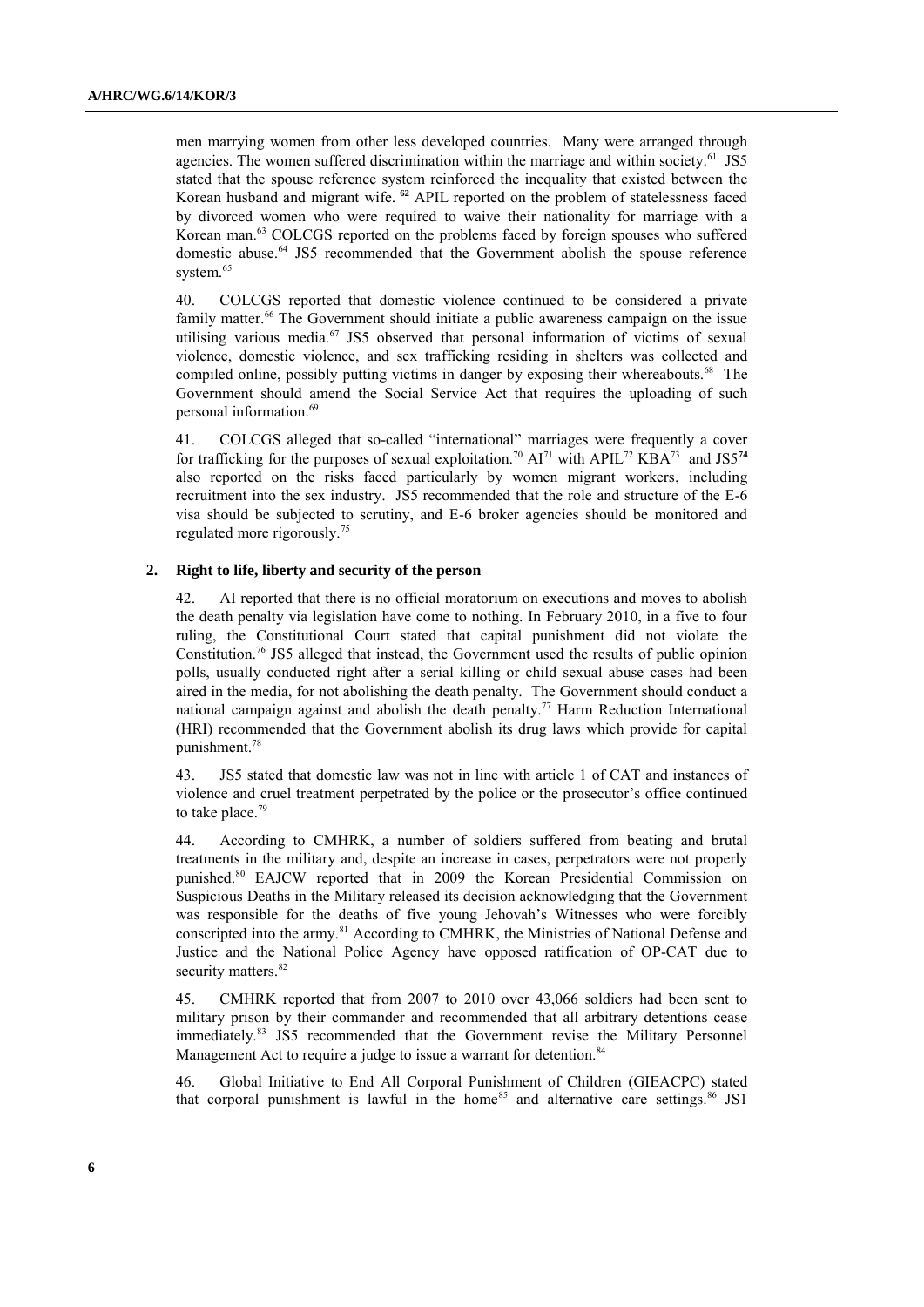men marrying women from other less developed countries. Many were arranged through agencies. The women suffered discrimination within the marriage and within society.[61] JS5 stated that the spouse reference system reinforced the inequality that existed between the Korean husband and migrant wife.[62] APIL reported on the problem of statelessness faced by divorced women who were required to waive their nationality for marriage with a Korean man.[63] COLCGS reported on the problems faced by foreign spouses who suffered domestic abuse.[64] JS5 recommended that the Government abolish the spouse reference system.[65]

40. COLCGS reported that domestic violence continued to be considered a private family matter.[66] The Government should initiate a public awareness campaign on the issue utilising various media.[67] JS5 observed that personal information of victims of sexual violence, domestic violence, and sex trafficking residing in shelters was collected and compiled online, possibly putting victims in danger by exposing their whereabouts.[68] The Government should amend the Social Service Act that requires the uploading of such personal information.[69]

41. COLCGS alleged that so-called "international" marriages were frequently a cover for trafficking for the purposes of sexual exploitation.[70] AI[71] with APIL[72] KBA[73] and JS5[74] also reported on the risks faced particularly by women migrant workers, including recruitment into the sex industry. JS5 recommended that the role and structure of the E-6 visa should be subjected to scrutiny, and E-6 broker agencies should be monitored and regulated more rigorously.[75]

### 2. Right to life, liberty and security of the person

42. AI reported that there is no official moratorium on executions and moves to abolish the death penalty via legislation have come to nothing. In February 2010, in a five to four ruling, the Constitutional Court stated that capital punishment did not violate the Constitution.[76] JS5 alleged that instead, the Government used the results of public opinion polls, usually conducted right after a serial killing or child sexual abuse cases had been aired in the media, for not abolishing the death penalty. The Government should conduct a national campaign against and abolish the death penalty.[77] Harm Reduction International (HRI) recommended that the Government abolish its drug laws which provide for capital punishment.[78]

43. JS5 stated that domestic law was not in line with article 1 of CAT and instances of violence and cruel treatment perpetrated by the police or the prosecutor's office continued to take place.[79]

44. According to CMHRK, a number of soldiers suffered from beating and brutal treatments in the military and, despite an increase in cases, perpetrators were not properly punished.[80] EAJCW reported that in 2009 the Korean Presidential Commission on Suspicious Deaths in the Military released its decision acknowledging that the Government was responsible for the deaths of five young Jehovah's Witnesses who were forcibly conscripted into the army.[81] According to CMHRK, the Ministries of National Defense and Justice and the National Police Agency have opposed ratification of OP-CAT due to security matters.[82]

45. CMHRK reported that from 2007 to 2010 over 43,066 soldiers had been sent to military prison by their commander and recommended that all arbitrary detentions cease immediately.[83] JS5 recommended that the Government revise the Military Personnel Management Act to require a judge to issue a warrant for detention.[84]

46. Global Initiative to End All Corporal Punishment of Children (GIEACPC) stated that corporal punishment is lawful in the home[85] and alternative care settings.[86] JS1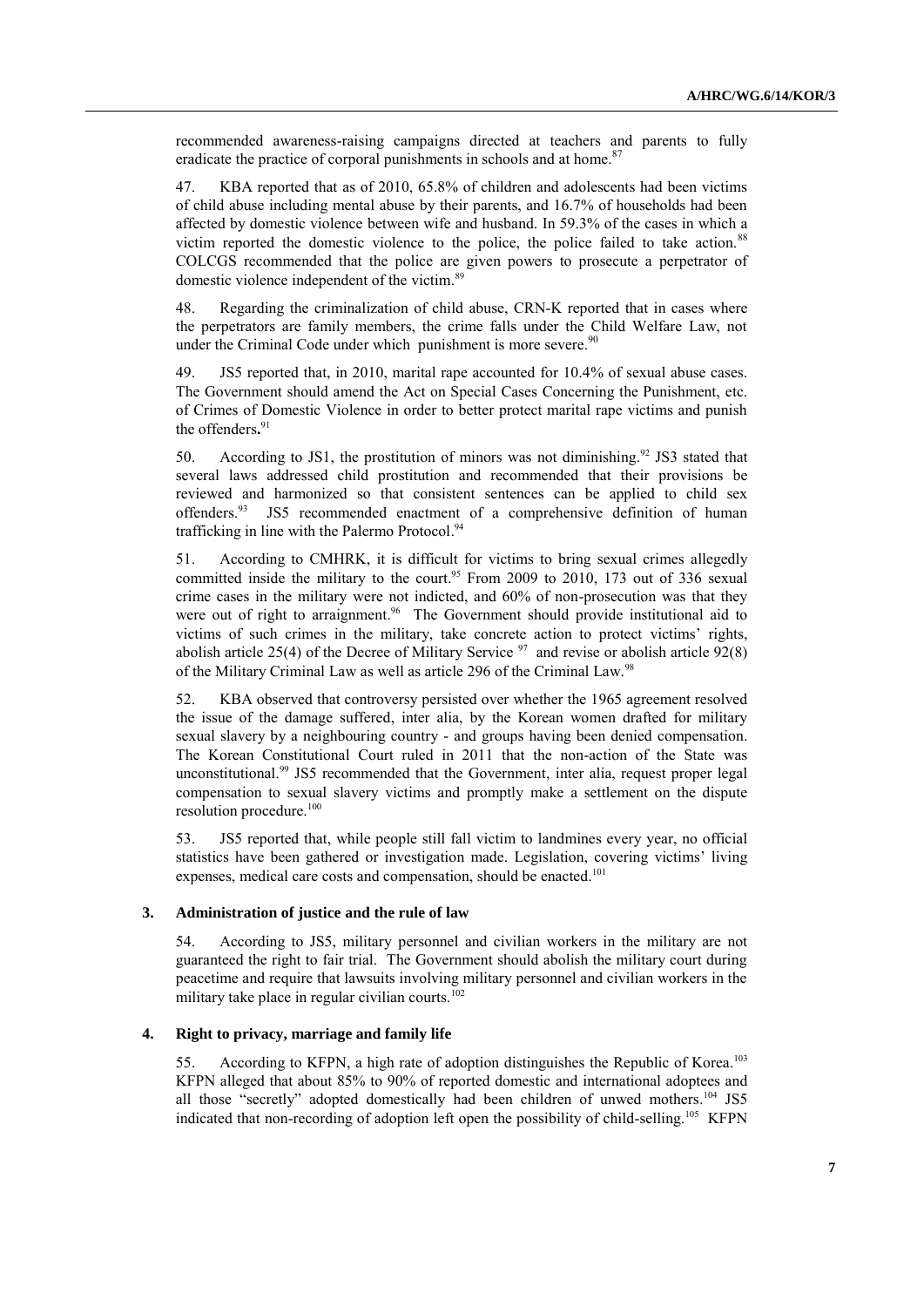recommended awareness-raising campaigns directed at teachers and parents to fully eradicate the practice of corporal punishments in schools and at home.[87]

47. KBA reported that as of 2010, 65.8% of children and adolescents had been victims of child abuse including mental abuse by their parents, and 16.7% of households had been affected by domestic violence between wife and husband. In 59.3% of the cases in which a victim reported the domestic violence to the police, the police failed to take action.[88] COLCGS recommended that the police are given powers to prosecute a perpetrator of domestic violence independent of the victim.[89]

48. Regarding the criminalization of child abuse, CRN-K reported that in cases where the perpetrators are family members, the crime falls under the Child Welfare Law, not under the Criminal Code under which punishment is more severe.[90]

49. JS5 reported that, in 2010, marital rape accounted for 10.4% of sexual abuse cases. The Government should amend the Act on Special Cases Concerning the Punishment, etc. of Crimes of Domestic Violence in order to better protect marital rape victims and punish the offenders**.**[91]

50. According to JS1, the prostitution of minors was not diminishing.[92] JS3 stated that several laws addressed child prostitution and recommended that their provisions be reviewed and harmonized so that consistent sentences can be applied to child sex offenders.[93] JS5 recommended enactment of a comprehensive definition of human trafficking in line with the Palermo Protocol.[94]

51. According to CMHRK, it is difficult for victims to bring sexual crimes allegedly committed inside the military to the court.[95] From 2009 to 2010, 173 out of 336 sexual crime cases in the military were not indicted, and 60% of non-prosecution was that they were out of right to arraignment.[96] The Government should provide institutional aid to victims of such crimes in the military, take concrete action to protect victims' rights, abolish article 25(4) of the Decree of Military Service [97] and revise or abolish article 92(8) of the Military Criminal Law as well as article 296 of the Criminal Law.[98]

52. KBA observed that controversy persisted over whether the 1965 agreement resolved the issue of the damage suffered, inter alia, by the Korean women drafted for military sexual slavery by a neighbouring country - and groups having been denied compensation. The Korean Constitutional Court ruled in 2011 that the non-action of the State was unconstitutional.[99] JS5 recommended that the Government, inter alia, request proper legal compensation to sexual slavery victims and promptly make a settlement on the dispute resolution procedure.[100]

53. JS5 reported that, while people still fall victim to landmines every year, no official statistics have been gathered or investigation made. Legislation, covering victims' living expenses, medical care costs and compensation, should be enacted.[101]

### 3. Administration of justice and the rule of law

54. According to JS5, military personnel and civilian workers in the military are not guaranteed the right to fair trial. The Government should abolish the military court during peacetime and require that lawsuits involving military personnel and civilian workers in the military take place in regular civilian courts.[102]

### 4. Right to privacy, marriage and family life

55. According to KFPN, a high rate of adoption distinguishes the Republic of Korea.[103] KFPN alleged that about 85% to 90% of reported domestic and international adoptees and all those "secretly" adopted domestically had been children of unwed mothers.[104] JS5 indicated that non-recording of adoption left open the possibility of child-selling.[105] KFPN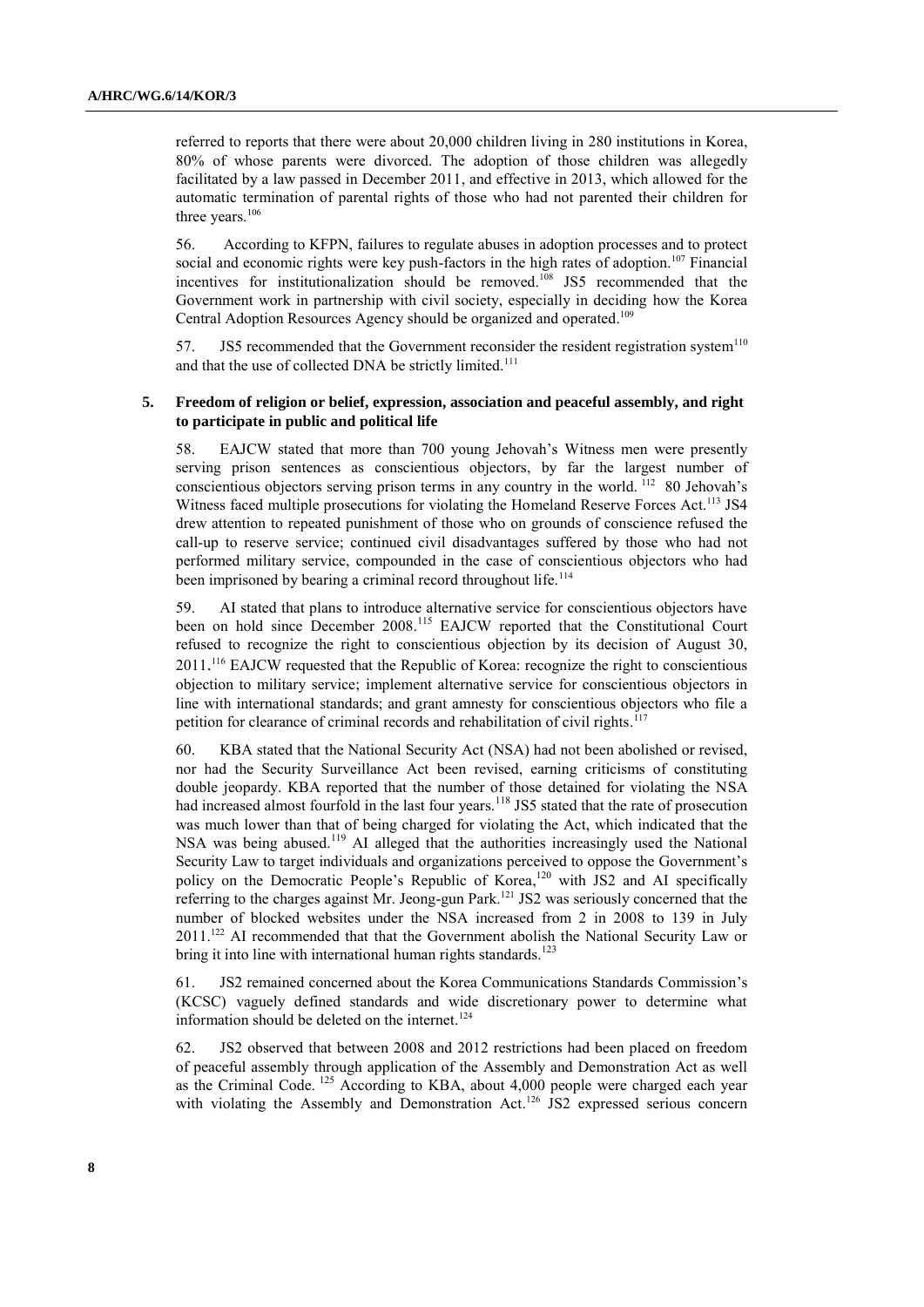referred to reports that there were about 20,000 children living in 280 institutions in Korea, 80% of whose parents were divorced. The adoption of those children was allegedly facilitated by a law passed in December 2011, and effective in 2013, which allowed for the automatic termination of parental rights of those who had not parented their children for three years.[106]

56. According to KFPN, failures to regulate abuses in adoption processes and to protect social and economic rights were key push-factors in the high rates of adoption.[107] Financial incentives for institutionalization should be removed.[108] JS5 recommended that the Government work in partnership with civil society, especially in deciding how the Korea Central Adoption Resources Agency should be organized and operated.[109]

57. JS5 recommended that the Government reconsider the resident registration system[110] and that the use of collected DNA be strictly limited.[111]

### 5. Freedom of religion or belief, expression, association and peaceful assembly, and right to participate in public and political life

58. EAJCW stated that more than 700 young Jehovah's Witness men were presently serving prison sentences as conscientious objectors, by far the largest number of conscientious objectors serving prison terms in any country in the world. [112] 80 Jehovah's Witness faced multiple prosecutions for violating the Homeland Reserve Forces Act.[113] JS4 drew attention to repeated punishment of those who on grounds of conscience refused the call-up to reserve service; continued civil disadvantages suffered by those who had not performed military service, compounded in the case of conscientious objectors who had been imprisoned by bearing a criminal record throughout life.[114]

59. AI stated that plans to introduce alternative service for conscientious objectors have been on hold since December 2008.[115] EAJCW reported that the Constitutional Court refused to recognize the right to conscientious objection by its decision of August 30, 2011.[116] EAJCW requested that the Republic of Korea: recognize the right to conscientious objection to military service; implement alternative service for conscientious objectors in line with international standards; and grant amnesty for conscientious objectors who file a petition for clearance of criminal records and rehabilitation of civil rights.[117]

60. KBA stated that the National Security Act (NSA) had not been abolished or revised, nor had the Security Surveillance Act been revised, earning criticisms of constituting double jeopardy. KBA reported that the number of those detained for violating the NSA had increased almost fourfold in the last four years.[118] JS5 stated that the rate of prosecution was much lower than that of being charged for violating the Act, which indicated that the NSA was being abused.[119] AI alleged that the authorities increasingly used the National Security Law to target individuals and organizations perceived to oppose the Government's policy on the Democratic People's Republic of Korea,[120] with JS2 and AI specifically referring to the charges against Mr. Jeong-gun Park.[121] JS2 was seriously concerned that the number of blocked websites under the NSA increased from 2 in 2008 to 139 in July 2011.[122] AI recommended that that the Government abolish the National Security Law or bring it into line with international human rights standards.[123]

61. JS2 remained concerned about the Korea Communications Standards Commission's (KCSC) vaguely defined standards and wide discretionary power to determine what information should be deleted on the internet.[124]

62. JS2 observed that between 2008 and 2012 restrictions had been placed on freedom of peaceful assembly through application of the Assembly and Demonstration Act as well as the Criminal Code. [125] According to KBA, about 4,000 people were charged each year with violating the Assembly and Demonstration Act.[126] JS2 expressed serious concern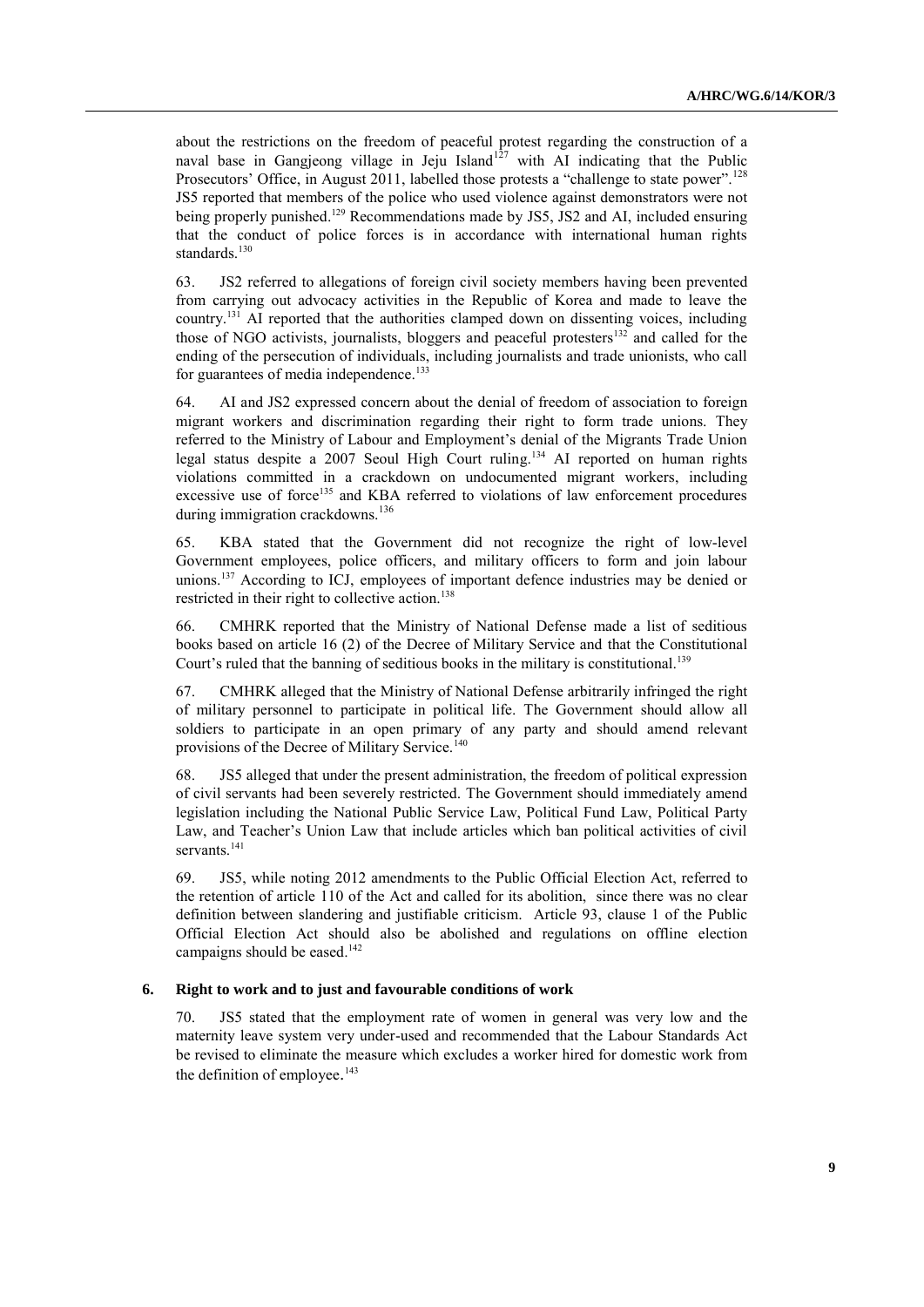about the restrictions on the freedom of peaceful protest regarding the construction of a naval base in Gangjeong village in Jeju Island[127] with AI indicating that the Public Prosecutors' Office, in August 2011, labelled those protests a "challenge to state power".[128] JS5 reported that members of the police who used violence against demonstrators were not being properly punished.[129] Recommendations made by JS5, JS2 and AI, included ensuring that the conduct of police forces is in accordance with international human rights standards.[130]

63. JS2 referred to allegations of foreign civil society members having been prevented from carrying out advocacy activities in the Republic of Korea and made to leave the country.[131] AI reported that the authorities clamped down on dissenting voices, including those of NGO activists, journalists, bloggers and peaceful protesters[132] and called for the ending of the persecution of individuals, including journalists and trade unionists, who call for guarantees of media independence.[133]

64. AI and JS2 expressed concern about the denial of freedom of association to foreign migrant workers and discrimination regarding their right to form trade unions. They referred to the Ministry of Labour and Employment's denial of the Migrants Trade Union legal status despite a 2007 Seoul High Court ruling.[134] AI reported on human rights violations committed in a crackdown on undocumented migrant workers, including excessive use of force[135] and KBA referred to violations of law enforcement procedures during immigration crackdowns.[136]

65. KBA stated that the Government did not recognize the right of low-level Government employees, police officers, and military officers to form and join labour unions.[137] According to ICJ, employees of important defence industries may be denied or restricted in their right to collective action.[138]

66. CMHRK reported that the Ministry of National Defense made a list of seditious books based on article 16 (2) of the Decree of Military Service and that the Constitutional Court's ruled that the banning of seditious books in the military is constitutional.[139]

67. CMHRK alleged that the Ministry of National Defense arbitrarily infringed the right of military personnel to participate in political life. The Government should allow all soldiers to participate in an open primary of any party and should amend relevant provisions of the Decree of Military Service.[140]

68. JS5 alleged that under the present administration, the freedom of political expression of civil servants had been severely restricted. The Government should immediately amend legislation including the National Public Service Law, Political Fund Law, Political Party Law, and Teacher's Union Law that include articles which ban political activities of civil servants.[141]

69. JS5, while noting 2012 amendments to the Public Official Election Act, referred to the retention of article 110 of the Act and called for its abolition, since there was no clear definition between slandering and justifiable criticism. Article 93, clause 1 of the Public Official Election Act should also be abolished and regulations on offline election campaigns should be eased.[142]

### 6. Right to work and to just and favourable conditions of work

70. JS5 stated that the employment rate of women in general was very low and the maternity leave system very under-used and recommended that the Labour Standards Act be revised to eliminate the measure which excludes a worker hired for domestic work from the definition of employee.[143]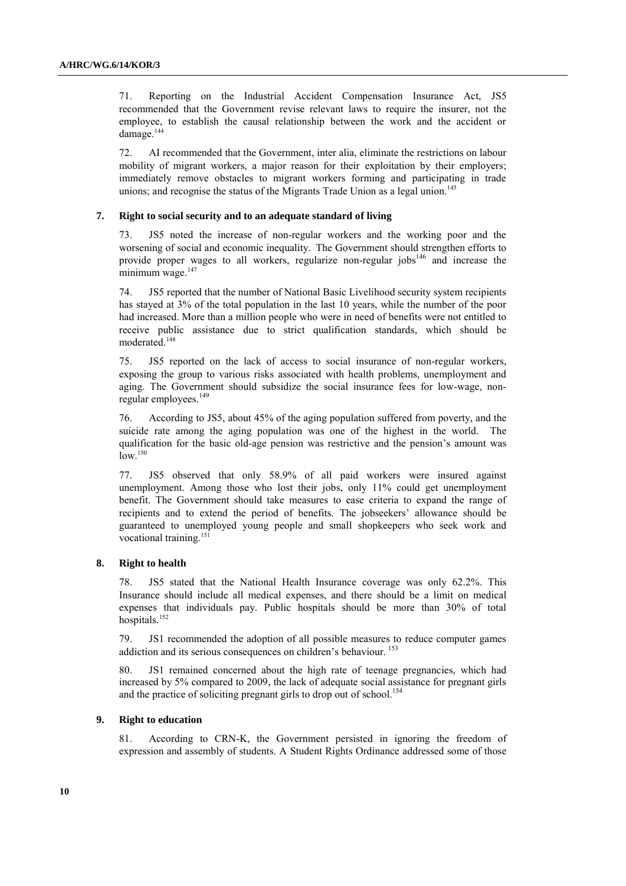71. Reporting on the Industrial Accident Compensation Insurance Act, JS5 recommended that the Government revise relevant laws to require the insurer, not the employee, to establish the causal relationship between the work and the accident or damage.[144]

72. AI recommended that the Government, inter alia, eliminate the restrictions on labour mobility of migrant workers, a major reason for their exploitation by their employers; immediately remove obstacles to migrant workers forming and participating in trade unions; and recognise the status of the Migrants Trade Union as a legal union.[145]

### 7. Right to social security and to an adequate standard of living

73. JS5 noted the increase of non-regular workers and the working poor and the worsening of social and economic inequality. The Government should strengthen efforts to provide proper wages to all workers, regularize non-regular jobs[146] and increase the minimum wage.[147]

74. JS5 reported that the number of National Basic Livelihood security system recipients has stayed at 3% of the total population in the last 10 years, while the number of the poor had increased. More than a million people who were in need of benefits were not entitled to receive public assistance due to strict qualification standards, which should be moderated.[148]

75. JS5 reported on the lack of access to social insurance of non-regular workers, exposing the group to various risks associated with health problems, unemployment and aging. The Government should subsidize the social insurance fees for low-wage, non-regular employees.[149]

76. According to JS5, about 45% of the aging population suffered from poverty, and the suicide rate among the aging population was one of the highest in the world. The qualification for the basic old-age pension was restrictive and the pension's amount was low.[150]

77. JS5 observed that only 58.9% of all paid workers were insured against unemployment. Among those who lost their jobs, only 11% could get unemployment benefit. The Government should take measures to ease criteria to expand the range of recipients and to extend the period of benefits. The jobseekers' allowance should be guaranteed to unemployed young people and small shopkeepers who seek work and vocational training.[151]

### 8. Right to health

78. JS5 stated that the National Health Insurance coverage was only 62.2%. This Insurance should include all medical expenses, and there should be a limit on medical expenses that individuals pay. Public hospitals should be more than 30% of total hospitals.[152]

79. JS1 recommended the adoption of all possible measures to reduce computer games addiction and its serious consequences on children's behaviour.[153]

80. JS1 remained concerned about the high rate of teenage pregnancies, which had increased by 5% compared to 2009, the lack of adequate social assistance for pregnant girls and the practice of soliciting pregnant girls to drop out of school.[154]

### 9. Right to education

81. According to CRN-K, the Government persisted in ignoring the freedom of expression and assembly of students. A Student Rights Ordinance addressed some of those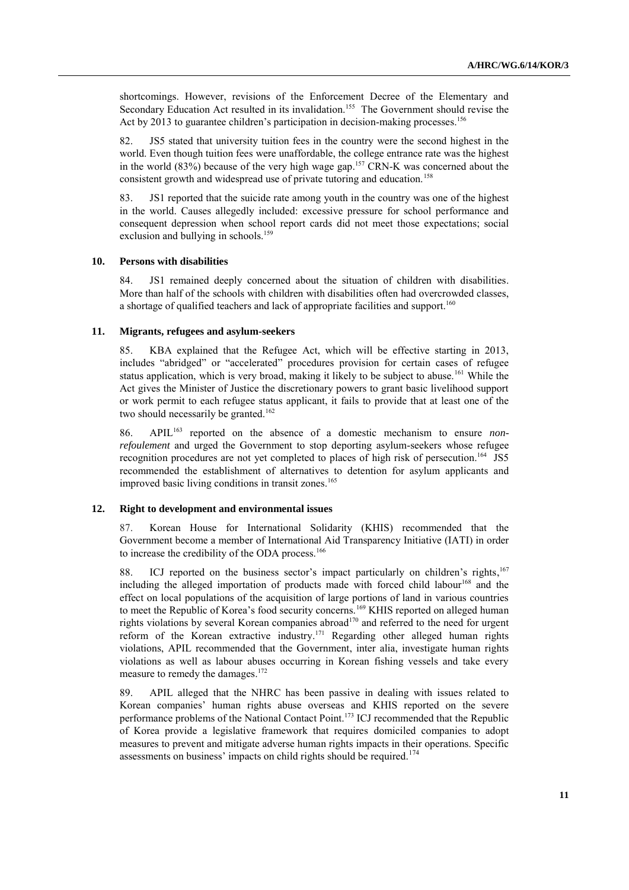shortcomings. However, revisions of the Enforcement Decree of the Elementary and Secondary Education Act resulted in its invalidation.[155] The Government should revise the Act by 2013 to guarantee children's participation in decision-making processes.[156]

82. JS5 stated that university tuition fees in the country were the second highest in the world. Even though tuition fees were unaffordable, the college entrance rate was the highest in the world (83%) because of the very high wage gap.[157] CRN-K was concerned about the consistent growth and widespread use of private tutoring and education.[158]

83. JS1 reported that the suicide rate among youth in the country was one of the highest in the world. Causes allegedly included: excessive pressure for school performance and consequent depression when school report cards did not meet those expectations; social exclusion and bullying in schools.[159]

### 10. Persons with disabilities

84. JS1 remained deeply concerned about the situation of children with disabilities. More than half of the schools with children with disabilities often had overcrowded classes, a shortage of qualified teachers and lack of appropriate facilities and support.[160]

### 11. Migrants, refugees and asylum-seekers

85. KBA explained that the Refugee Act, which will be effective starting in 2013, includes "abridged" or "accelerated" procedures provision for certain cases of refugee status application, which is very broad, making it likely to be subject to abuse.[161] While the Act gives the Minister of Justice the discretionary powers to grant basic livelihood support or work permit to each refugee status applicant, it fails to provide that at least one of the two should necessarily be granted.[162]

86. APIL[163] reported on the absence of a domestic mechanism to ensure *non-refoulement* and urged the Government to stop deporting asylum-seekers whose refugee recognition procedures are not yet completed to places of high risk of persecution.[164] JS5 recommended the establishment of alternatives to detention for asylum applicants and improved basic living conditions in transit zones.[165]

### 12. Right to development and environmental issues

87. Korean House for International Solidarity (KHIS) recommended that the Government become a member of International Aid Transparency Initiative (IATI) in order to increase the credibility of the ODA process.[166]

88. ICJ reported on the business sector's impact particularly on children's rights,[167] including the alleged importation of products made with forced child labour[168] and the effect on local populations of the acquisition of large portions of land in various countries to meet the Republic of Korea's food security concerns.[169] KHIS reported on alleged human rights violations by several Korean companies abroad[170] and referred to the need for urgent reform of the Korean extractive industry.[171] Regarding other alleged human rights violations, APIL recommended that the Government, inter alia, investigate human rights violations as well as labour abuses occurring in Korean fishing vessels and take every measure to remedy the damages.[172]

89. APIL alleged that the NHRC has been passive in dealing with issues related to Korean companies' human rights abuse overseas and KHIS reported on the severe performance problems of the National Contact Point.[173] ICJ recommended that the Republic of Korea provide a legislative framework that requires domiciled companies to adopt measures to prevent and mitigate adverse human rights impacts in their operations. Specific assessments on business' impacts on child rights should be required.[174]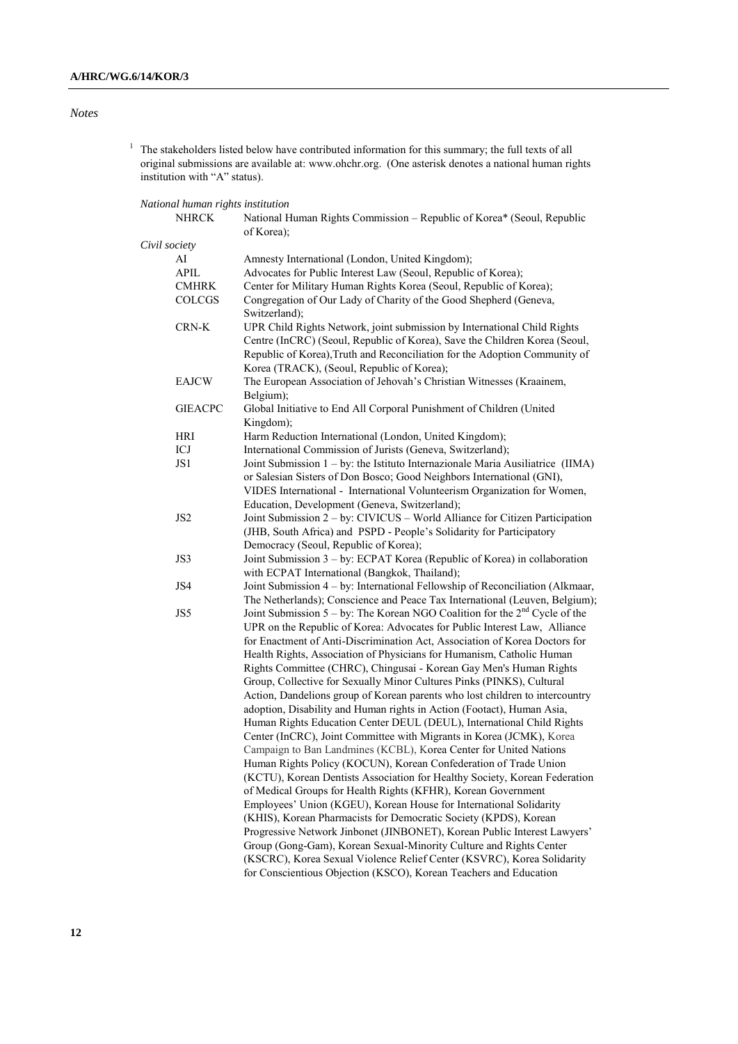*Notes*

[1] The stakeholders listed below have contributed information for this summary; the full texts of all original submissions are available at: www.ohchr.org. (One asterisk denotes a national human rights institution with "A" status).

*National human rights institution*

| | |
|---|---|
| NHRCK | National Human Rights Commission – Republic of Korea* (Seoul, Republic of Korea); |

*Civil society*

| | |
|---|---|
| AI | Amnesty International (London, United Kingdom); |
| APIL | Advocates for Public Interest Law (Seoul, Republic of Korea); |
| CMHRK | Center for Military Human Rights Korea (Seoul, Republic of Korea); |
| COLCGS | Congregation of Our Lady of Charity of the Good Shepherd (Geneva, Switzerland); |
| CRN-K | UPR Child Rights Network, joint submission by International Child Rights Centre (InCRC) (Seoul, Republic of Korea), Save the Children Korea (Seoul, Republic of Korea),Truth and Reconciliation for the Adoption Community of Korea (TRACK), (Seoul, Republic of Korea); |
| EAJCW | The European Association of Jehovah's Christian Witnesses (Kraainem, Belgium); |
| GIEACPC | Global Initiative to End All Corporal Punishment of Children (United Kingdom); |
| HRI | Harm Reduction International (London, United Kingdom); |
| ICJ | International Commission of Jurists (Geneva, Switzerland); |
| JS1 | Joint Submission 1 – by: the Istituto Internazionale Maria Ausiliatrice (IIMA) or Salesian Sisters of Don Bosco; Good Neighbors International (GNI), VIDES International - International Volunteerism Organization for Women, Education, Development (Geneva, Switzerland); |
| JS2 | Joint Submission 2 – by: CIVICUS – World Alliance for Citizen Participation (JHB, South Africa) and PSPD - People's Solidarity for Participatory Democracy (Seoul, Republic of Korea); |
| JS3 | Joint Submission 3 – by: ECPAT Korea (Republic of Korea) in collaboration with ECPAT International (Bangkok, Thailand); |
| JS4 | Joint Submission 4 – by: International Fellowship of Reconciliation (Alkmaar, The Netherlands); Conscience and Peace Tax International (Leuven, Belgium); |
| JS5 | Joint Submission 5 – by: The Korean NGO Coalition for the 2nd Cycle of the UPR on the Republic of Korea: Advocates for Public Interest Law, Alliance for Enactment of Anti-Discrimination Act, Association of Korea Doctors for Health Rights, Association of Physicians for Humanism, Catholic Human Rights Committee (CHRC), Chingusai - Korean Gay Men's Human Rights Group, Collective for Sexually Minor Cultures Pinks (PINKS), Cultural Action, Dandelions group of Korean parents who lost children to intercountry adoption, Disability and Human rights in Action (Footact), Human Asia, Human Rights Education Center DEUL (DEUL), International Child Rights Center (InCRC), Joint Committee with Migrants in Korea (JCMK), Korea Campaign to Ban Landmines (KCBL), Korea Center for United Nations Human Rights Policy (KOCUN), Korean Confederation of Trade Union (KCTU), Korean Dentists Association for Healthy Society, Korean Federation of Medical Groups for Health Rights (KFHR), Korean Government Employees' Union (KGEU), Korean House for International Solidarity (KHIS), Korean Pharmacists for Democratic Society (KPDS), Korean Progressive Network Jinbonet (JINBONET), Korean Public Interest Lawyers' Group (Gong-Gam), Korean Sexual-Minority Culture and Rights Center (KSCRC), Korea Sexual Violence Relief Center (KSVRC), Korea Solidarity for Conscientious Objection (KSCO), Korean Teachers and Education |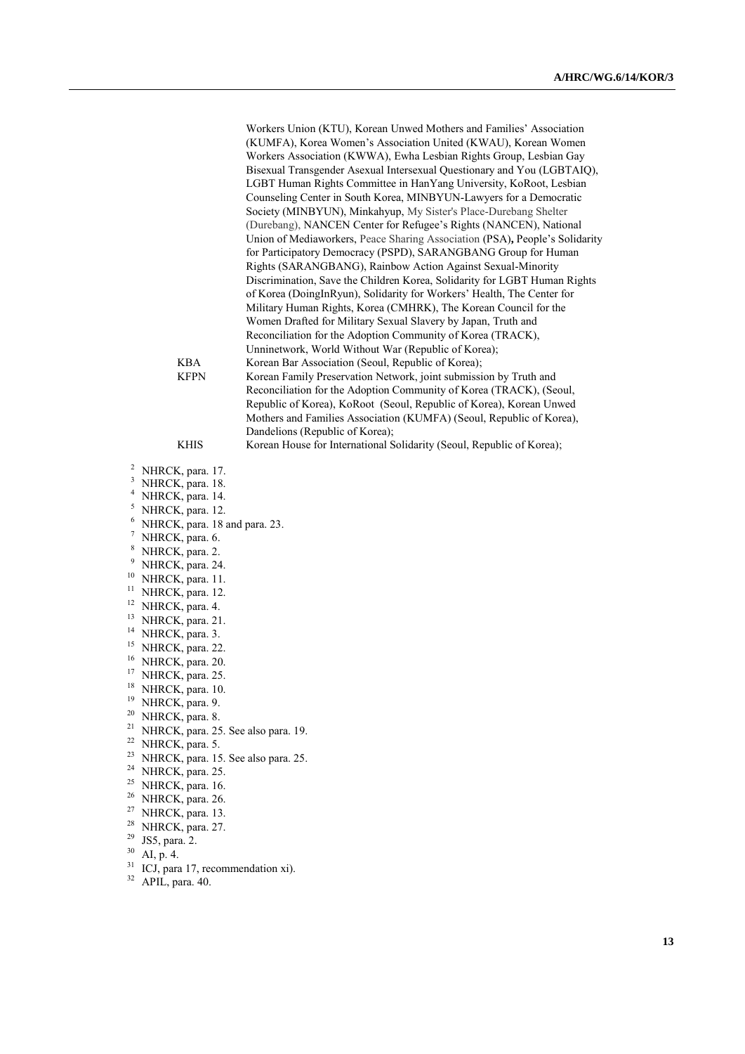Workers Union (KTU), Korean Unwed Mothers and Families' Association (KUMFA), Korea Women's Association United (KWAU), Korean Women Workers Association (KWWA), Ewha Lesbian Rights Group, Lesbian Gay Bisexual Transgender Asexual Intersexual Questionary and You (LGBTAIQ), LGBT Human Rights Committee in HanYang University, KoRoot, Lesbian Counseling Center in South Korea, MINBYUN-Lawyers for a Democratic Society (MINBYUN), Minkahyup, My Sister's Place-Durebang Shelter (Durebang), NANCEN Center for Refugee's Rights (NANCEN), National Union of Mediaworkers, Peace Sharing Association (PSA)**,** People's Solidarity for Participatory Democracy (PSPD), SARANGBANG Group for Human Rights (SARANGBANG), Rainbow Action Against Sexual-Minority Discrimination, Save the Children Korea, Solidarity for LGBT Human Rights of Korea (DoingInRyun), Solidarity for Workers' Health, The Center for Military Human Rights, Korea (CMHRK), The Korean Council for the Women Drafted for Military Sexual Slavery by Japan, Truth and Reconciliation for the Adoption Community of Korea (TRACK), Unninetwork, World Without War (Republic of Korea);

| | |
|---|---|
| KBA | Korean Bar Association (Seoul, Republic of Korea); |
| KFPN | Korean Family Preservation Network, joint submission by Truth and Reconciliation for the Adoption Community of Korea (TRACK), (Seoul, Republic of Korea), KoRoot (Seoul, Republic of Korea), Korean Unwed Mothers and Families Association (KUMFA) (Seoul, Republic of Korea), Dandelions (Republic of Korea); |
| KHIS | Korean House for International Solidarity (Seoul, Republic of Korea); |

[2] NHRCK, para. 17.
[3] NHRCK, para. 18.
[4] NHRCK, para. 14.
[5] NHRCK, para. 12.
[6] NHRCK, para. 18 and para. 23.
[7] NHRCK, para. 6.
[8] NHRCK, para. 2.
[9] NHRCK, para. 24.
[10] NHRCK, para. 11.
[11] NHRCK, para. 12.
[12] NHRCK, para. 4.
[13] NHRCK, para. 21.
[14] NHRCK, para. 3.
[15] NHRCK, para. 22.
[16] NHRCK, para. 20.
[17] NHRCK, para. 25.
[18] NHRCK, para. 10.
[19] NHRCK, para. 9.
[20] NHRCK, para. 8.
[21] NHRCK, para. 25. See also para. 19.
[22] NHRCK, para. 5.
[23] NHRCK, para. 15. See also para. 25.
[24] NHRCK, para. 25.
[25] NHRCK, para. 16.
[26] NHRCK, para. 26.
[27] NHRCK, para. 13.
[28] NHRCK, para. 27.
[29] JS5, para. 2.
[30] AI, p. 4.
[31] ICJ, para 17, recommendation xi).
[32] APIL, para. 40.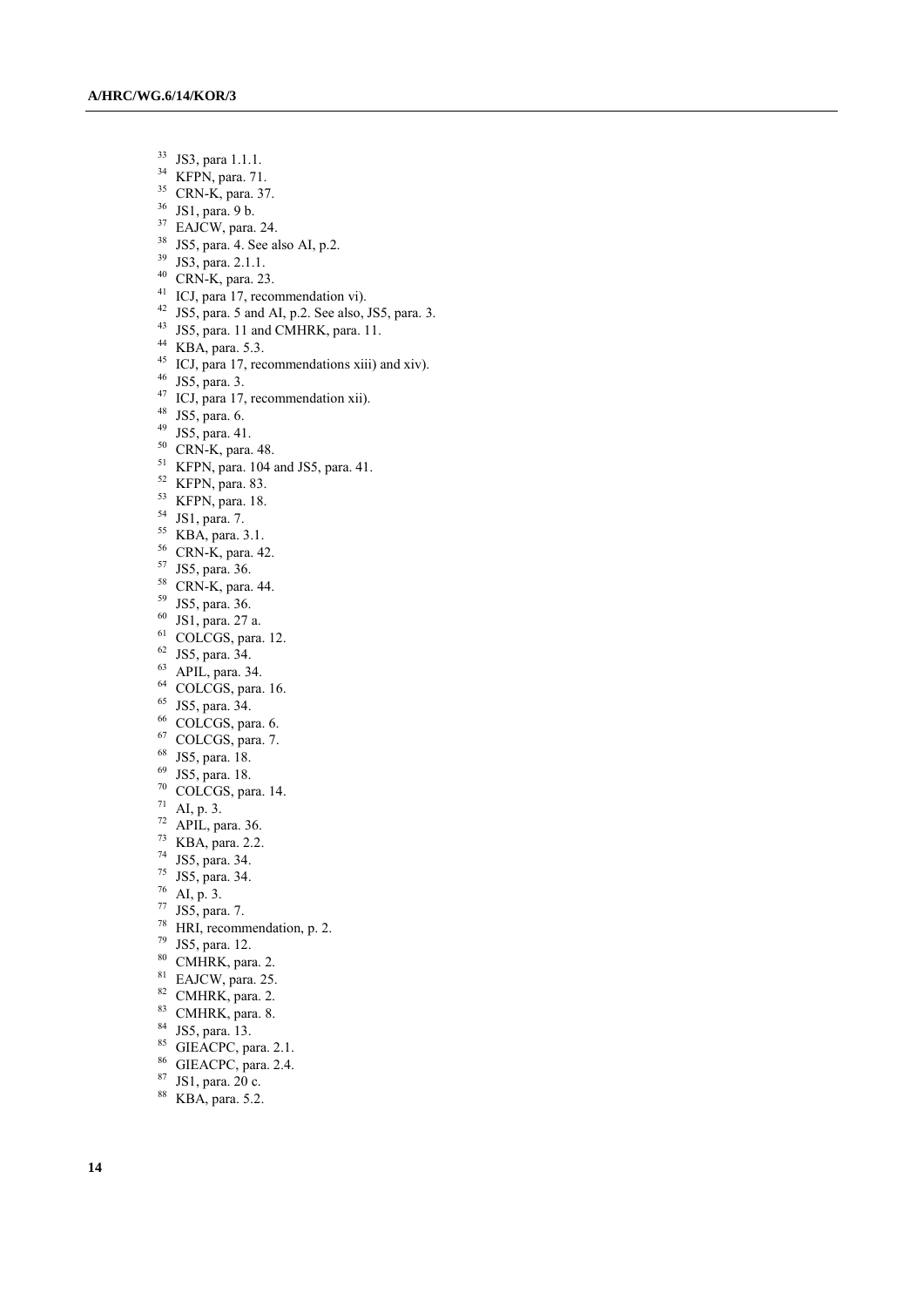[33] JS3, para 1.1.1.
[34] KFPN, para. 71.
[35] CRN-K, para. 37.
[36] JS1, para. 9 b.
[37] EAJCW, para. 24.
[38] JS5, para. 4. See also AI, p.2.
[39] JS3, para. 2.1.1.
[40] CRN-K, para. 23.
[41] ICJ, para 17, recommendation vi).
[42] JS5, para. 5 and AI, p.2. See also, JS5, para. 3.
[43] JS5, para. 11 and CMHRK, para. 11.
[44] KBA, para. 5.3.
[45] ICJ, para 17, recommendations xiii) and xiv).
[46] JS5, para. 3.
[47] ICJ, para 17, recommendation xii).
[48] JS5, para. 6.
[49] JS5, para. 41.
[50] CRN-K, para. 48.
[51] KFPN, para. 104 and JS5, para. 41.
[52] KFPN, para. 83.
[53] KFPN, para. 18.
[54] JS1, para. 7.
[55] KBA, para. 3.1.
[56] CRN-K, para. 42.
[57] JS5, para. 36.
[58] CRN-K, para. 44.
[59] JS5, para. 36.
[60] JS1, para. 27 a.
[61] COLCGS, para. 12.
[62] JS5, para. 34.
[63] APIL, para. 34.
[64] COLCGS, para. 16.
[65] JS5, para. 34.
[66] COLCGS, para. 6.
[67] COLCGS, para. 7.
[68] JS5, para. 18.
[69] JS5, para. 18.
[70] COLCGS, para. 14.
[71] AI, p. 3.
[72] APIL, para. 36.
[73] KBA, para. 2.2.
[74] JS5, para. 34.
[75] JS5, para. 34.
[76] AI, p. 3.
[77] JS5, para. 7.
[78] HRI, recommendation, p. 2.
[79] JS5, para. 12.
[80] CMHRK, para. 2.
[81] EAJCW, para. 25.
[82] CMHRK, para. 2.
[83] CMHRK, para. 8.
[84] JS5, para. 13.
[85] GIEACPC, para. 2.1.
[86] GIEACPC, para. 2.4.
[87] JS1, para. 20 c.
[88] KBA, para. 5.2.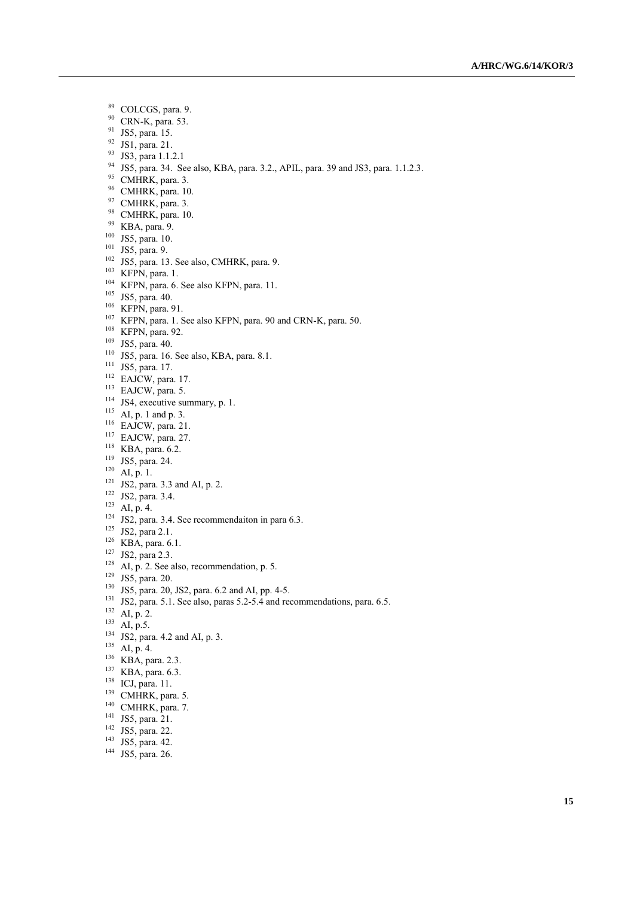[89] COLCGS, para. 9.
[90] CRN-K, para. 53.
[91] JS5, para. 15.
[92] JS1, para. 21.
[93] JS3, para 1.1.2.1
[94] JS5, para. 34. See also, KBA, para. 3.2., APIL, para. 39 and JS3, para. 1.1.2.3.
[95] CMHRK, para. 3.
[96] CMHRK, para. 10.
[97] CMHRK, para. 3.
[98] CMHRK, para. 10.
[99] KBA, para. 9.
[100] JS5, para. 10.
[101] JS5, para. 9.
[102] JS5, para. 13. See also, CMHRK, para. 9.
[103] KFPN, para. 1.
[104] KFPN, para. 6. See also KFPN, para. 11.
[105] JS5, para. 40.
[106] KFPN, para. 91.
[107] KFPN, para. 1. See also KFPN, para. 90 and CRN-K, para. 50.
[108] KFPN, para. 92.
[109] JS5, para. 40.
[110] JS5, para. 16. See also, KBA, para. 8.1.
[111] JS5, para. 17.
[112] EAJCW, para. 17.
[113] EAJCW, para. 5.
[114] JS4, executive summary, p. 1.
[115] AI, p. 1 and p. 3.
[116] EAJCW, para. 21.
[117] EAJCW, para. 27.
[118] KBA, para. 6.2.
[119] JS5, para. 24.
[120] AI, p. 1.
[121] JS2, para. 3.3 and AI, p. 2.
[122] JS2, para. 3.4.
[123] AI, p. 4.
[124] JS2, para. 3.4. See recommendaiton in para 6.3.
[125] JS2, para 2.1.
[126] KBA, para. 6.1.
[127] JS2, para 2.3.
[128] AI, p. 2. See also, recommendation, p. 5.
[129] JS5, para. 20.
[130] JS5, para. 20, JS2, para. 6.2 and AI, pp. 4-5.
[131] JS2, para. 5.1. See also, paras 5.2-5.4 and recommendations, para. 6.5.
[132] AI, p. 2.
[133] AI, p.5.
[134] JS2, para. 4.2 and AI, p. 3.
[135] AI, p. 4.
[136] KBA, para. 2.3.
[137] KBA, para. 6.3.
[138] ICJ, para. 11.
[139] CMHRK, para. 5.
[140] CMHRK, para. 7.
[141] JS5, para. 21.
[142] JS5, para. 22.
[143] JS5, para. 42.
[144] JS5, para. 26.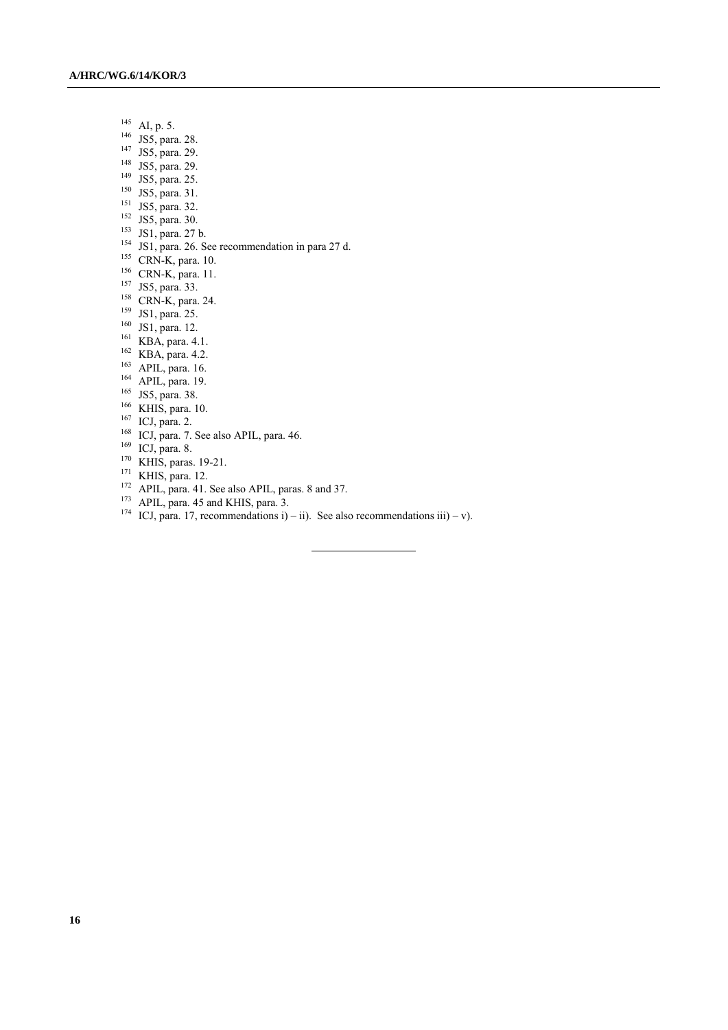[145] AI, p. 5.
[146] JS5, para. 28.
[147] JS5, para. 29.
[148] JS5, para. 29.
[149] JS5, para. 25.
[150] JS5, para. 31.
[151] JS5, para. 32.
[152] JS5, para. 30.
[153] JS1, para. 27 b.
[154] JS1, para. 26. See recommendation in para 27 d.
[155] CRN-K, para. 10.
[156] CRN-K, para. 11.
[157] JS5, para. 33.
[158] CRN-K, para. 24.
[159] JS1, para. 25.
[160] JS1, para. 12.
[161] KBA, para. 4.1.
[162] KBA, para. 4.2.
[163] APIL, para. 16.
[164] APIL, para. 19.
[165] JS5, para. 38.
[166] KHIS, para. 10.
[167] ICJ, para. 2.
[168] ICJ, para. 7. See also APIL, para. 46.
[169] ICJ, para. 8.
[170] KHIS, paras. 19-21.
[171] KHIS, para. 12.
[172] APIL, para. 41. See also APIL, paras. 8 and 37.
[173] APIL, para. 45 and KHIS, para. 3.
[174] ICJ, para. 17, recommendations i) – ii). See also recommendations iii) – v).